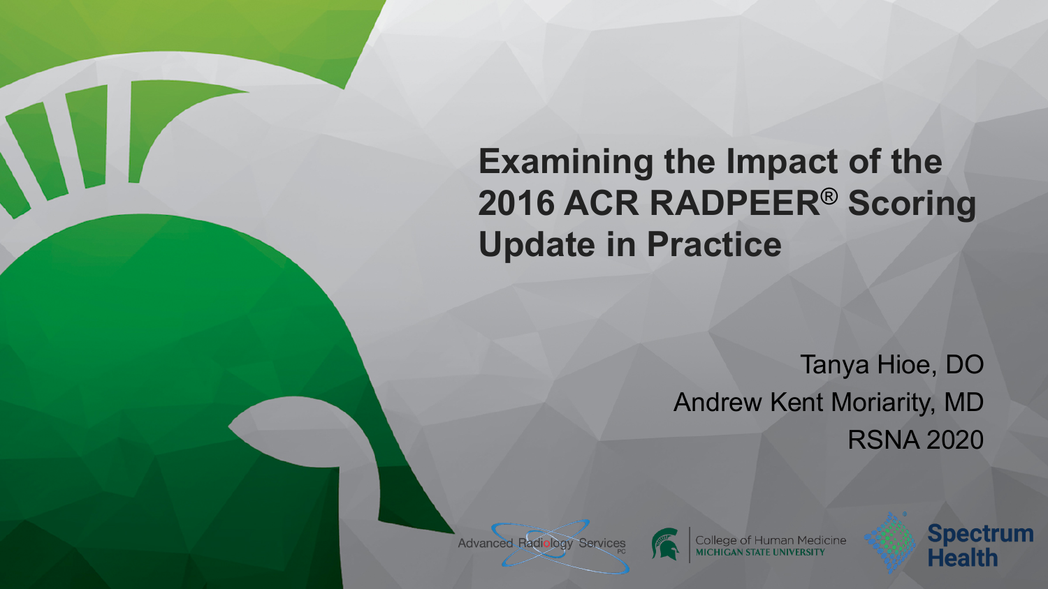# Examining the Impact of the 2016 ACR RADPEER® Scoring Update in Practice

Tanya Hioe, DO

Andrew Kent Moriarity, MD

RSNA 2020

Advanced Radiology Services PC

College of Human Medicine MICHIGAN STATE UNIVERSITY

Spectrum Health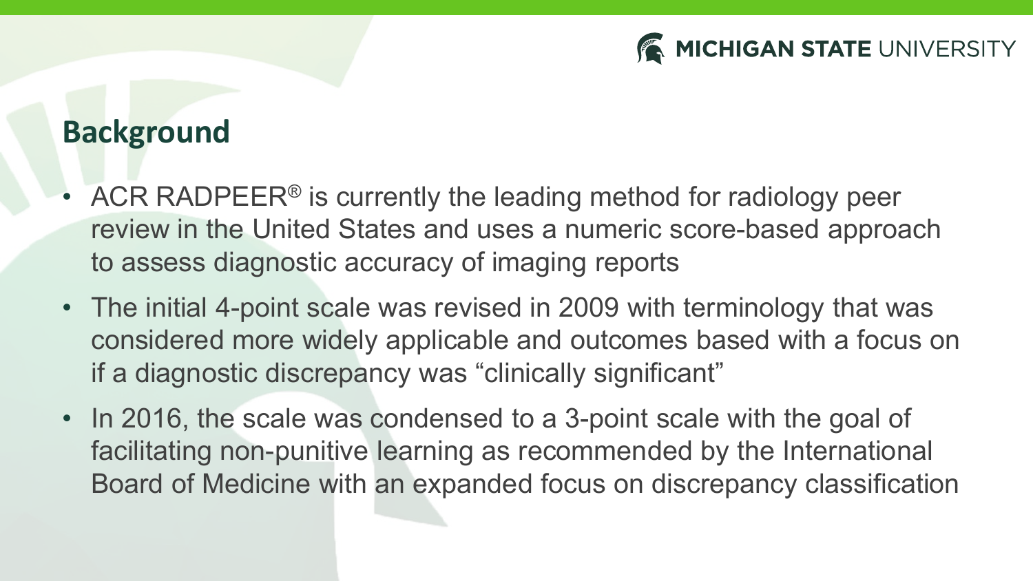## Background

- ACR RADPEER® is currently the leading method for radiology peer review in the United States and uses a numeric score-based approach to assess diagnostic accuracy of imaging reports
- The initial 4-point scale was revised in 2009 with terminology that was considered more widely applicable and outcomes based with a focus on if a diagnostic discrepancy was "clinically significant"
- In 2016, the scale was condensed to a 3-point scale with the goal of facilitating non-punitive learning as recommended by the International Board of Medicine with an expanded focus on discrepancy classification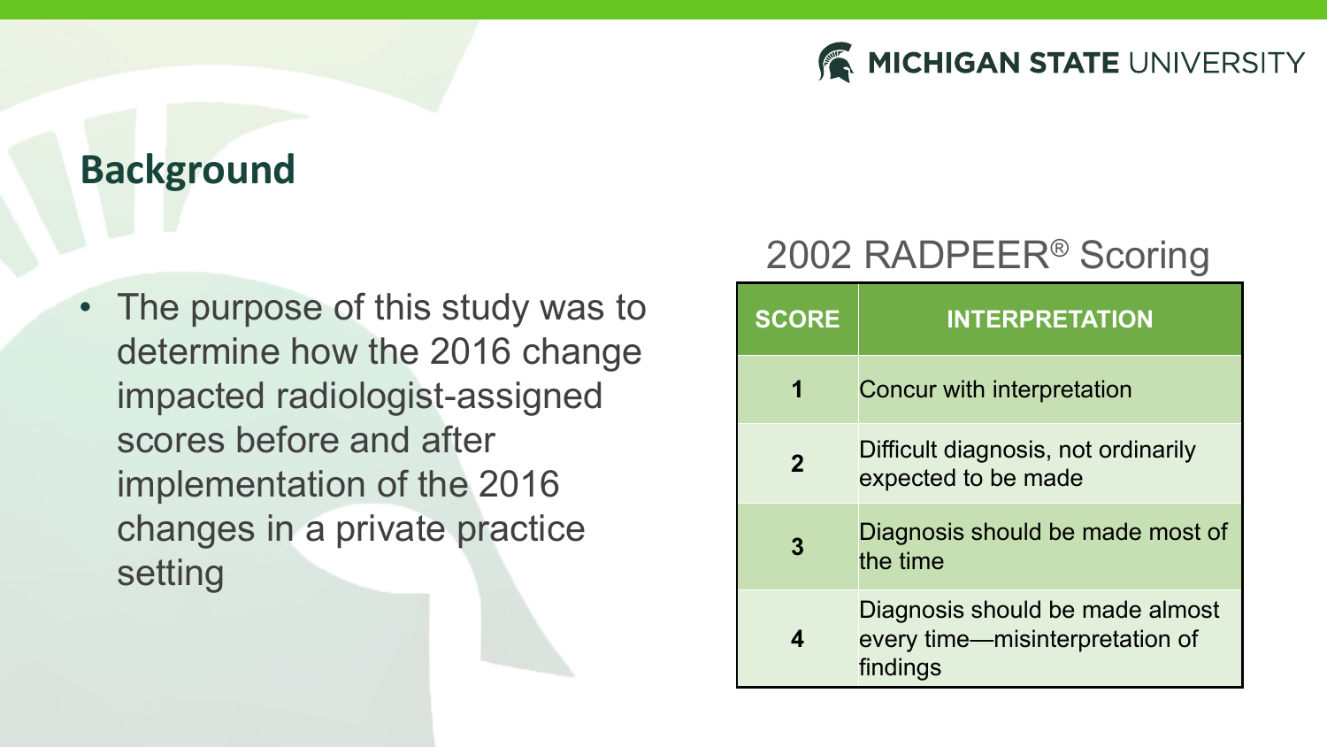## Background

- The purpose of this study was to determine how the 2016 change impacted radiologist-assigned scores before and after implementation of the 2016 changes in a private practice setting

### 2002 RADPEER® Scoring

| SCORE | INTERPRETATION |
| --- | --- |
| 1 | Concur with interpretation |
| 2 | Difficult diagnosis, not ordinarily expected to be made |
| 3 | Diagnosis should be made most of the time |
| 4 | Diagnosis should be made almost every time—misinterpretation of findings |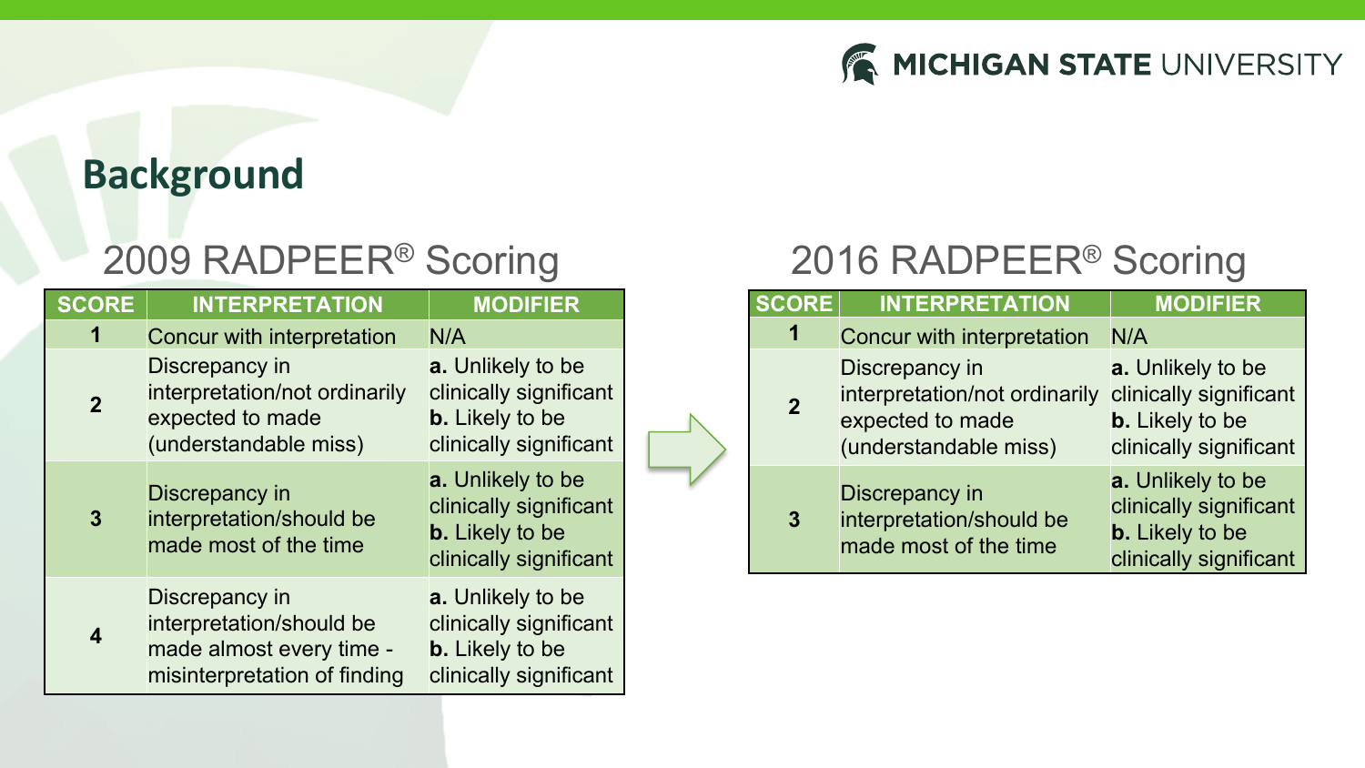## Background

### 2009 RADPEER® Scoring

| SCORE | INTERPRETATION | MODIFIER |
|---|---|---|
| 1 | Concur with interpretation | N/A |
| 2 | Discrepancy in interpretation/not ordinarily expected to made (understandable miss) | **a.** Unlikely to be clinically significant **b.** Likely to be clinically significant |
| 3 | Discrepancy in interpretation/should be made most of the time | **a.** Unlikely to be clinically significant **b.** Likely to be clinically significant |
| 4 | Discrepancy in interpretation/should be made almost every time - misinterpretation of finding | **a.** Unlikely to be clinically significant **b.** Likely to be clinically significant |

### 2016 RADPEER® Scoring

| SCORE | INTERPRETATION | MODIFIER |
|---|---|---|
| 1 | Concur with interpretation | N/A |
| 2 | Discrepancy in interpretation/not ordinarily expected to made (understandable miss) | **a.** Unlikely to be clinically significant **b.** Likely to be clinically significant |
| 3 | Discrepancy in interpretation/should be made most of the time | **a.** Unlikely to be clinically significant **b.** Likely to be clinically significant |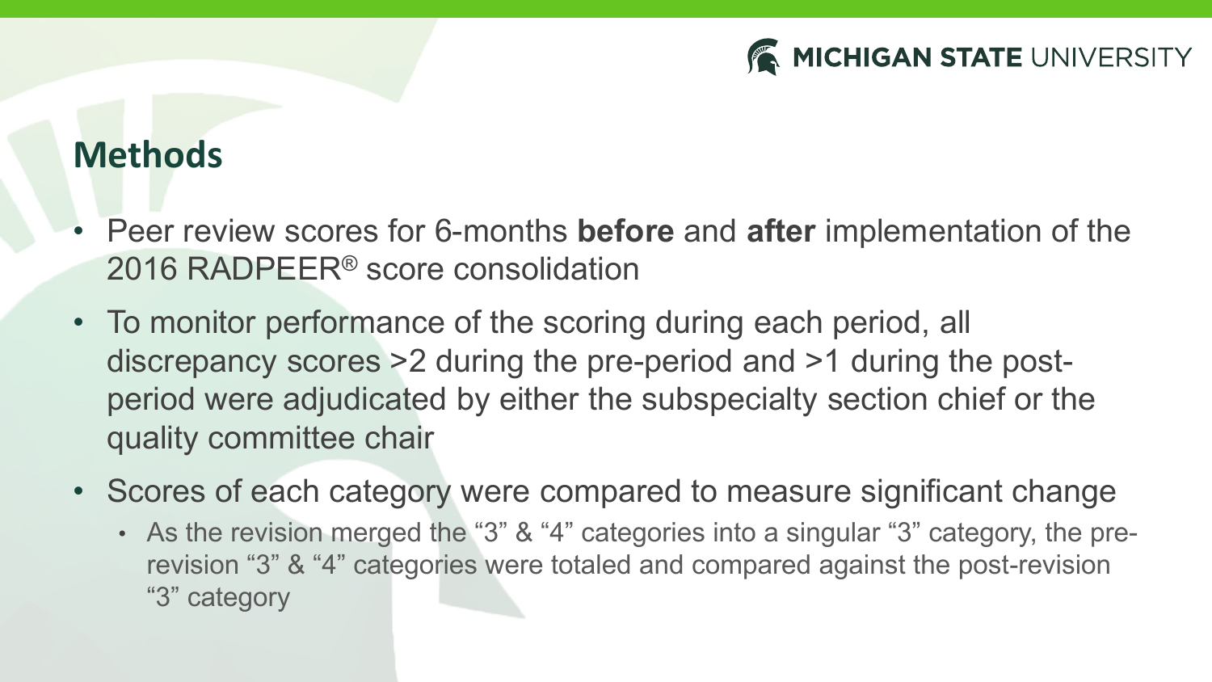## Methods

- Peer review scores for 6-months **before** and **after** implementation of the 2016 RADPEER® score consolidation
- To monitor performance of the scoring during each period, all discrepancy scores >2 during the pre-period and >1 during the post-period were adjudicated by either the subspecialty section chief or the quality committee chair
- Scores of each category were compared to measure significant change
  - As the revision merged the “3” & “4” categories into a singular “3” category, the pre-revision “3” & “4” categories were totaled and compared against the post-revision “3” category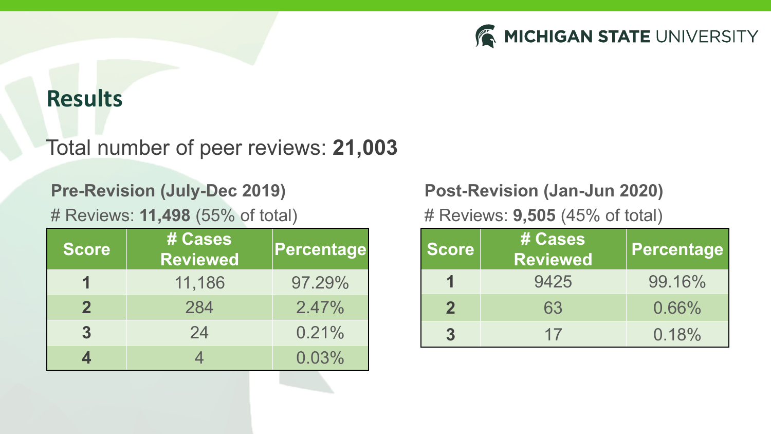# Results

Total number of peer reviews: **21,003**

**Pre-Revision (July-Dec 2019)**

# Reviews: **11,498** (55% of total)

| Score | # Cases Reviewed | Percentage |
|---|---|---|
| **1** | 11,186 | 97.29% |
| **2** | 284 | 2.47% |
| **3** | 24 | 0.21% |
| **4** | 4 | 0.03% |

**Post-Revision (Jan-Jun 2020)**

# Reviews: **9,505** (45% of total)

| Score | # Cases Reviewed | Percentage |
|---|---|---|
| **1** | 9425 | 99.16% |
| **2** | 63 | 0.66% |
| **3** | 17 | 0.18% |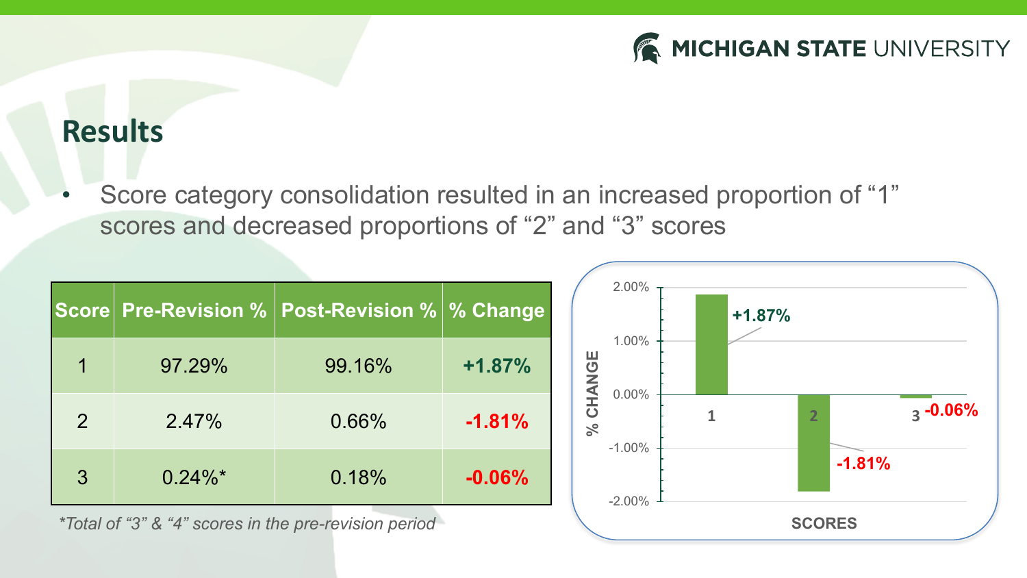## Results

- Score category consolidation resulted in an increased proportion of “1” scores and decreased proportions of “2” and “3” scores

| Score | Pre-Revision % | Post-Revision % | % Change |
|---|---|---|---|
| 1 | 97.29% | 99.16% | +1.87% |
| 2 | 2.47% | 0.66% | -1.81% |
| 3 | 0.24%* | 0.18% | -0.06% |

*Total of “3” & “4” scores in the pre-revision period*

| SCORES | % CHANGE |
|---|---|
| 1 | +1.87% |
| 2 | -1.81% |
| 3 | -0.06% |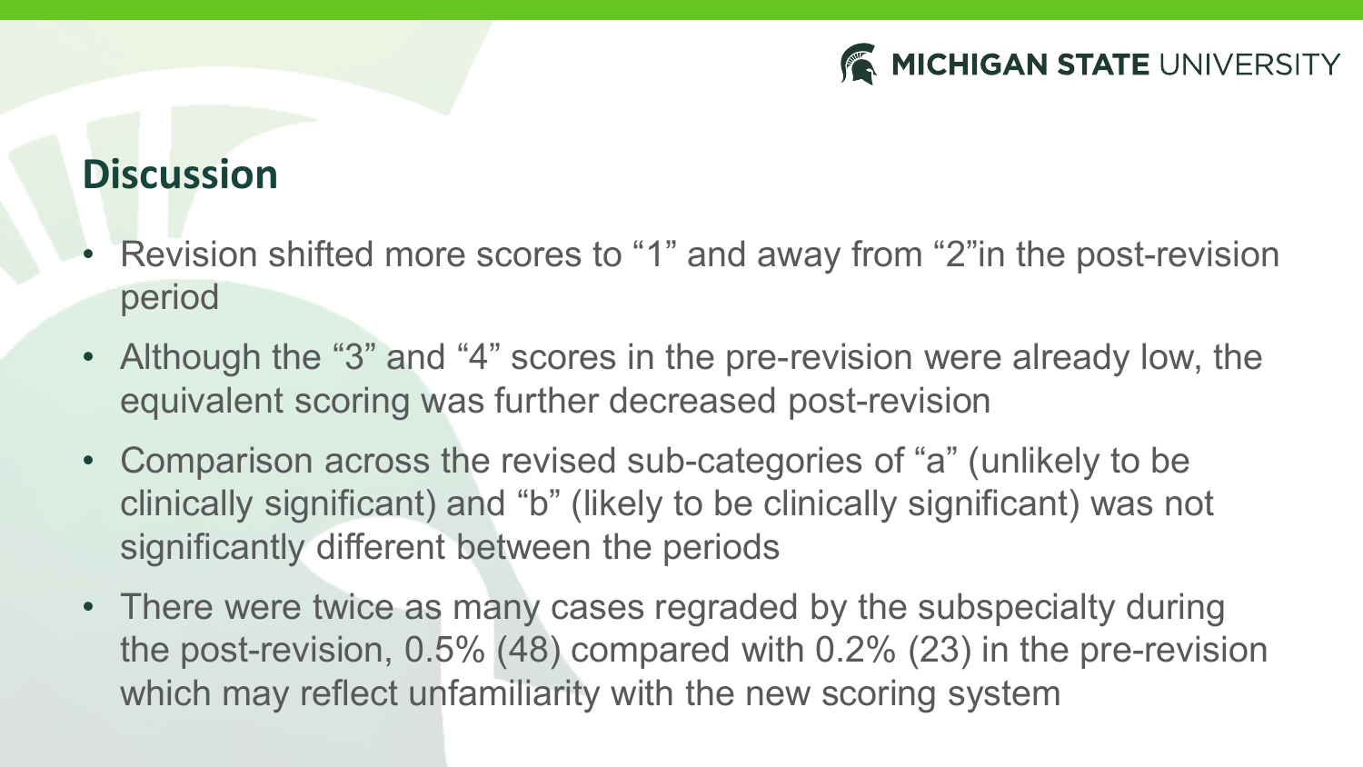## Discussion

- Revision shifted more scores to “1” and away from “2”in the post-revision period
- Although the “3” and “4” scores in the pre-revision were already low, the equivalent scoring was further decreased post-revision
- Comparison across the revised sub-categories of “a” (unlikely to be clinically significant) and “b” (likely to be clinically significant) was not significantly different between the periods
- There were twice as many cases regraded by the subspecialty during the post-revision, 0.5% (48) compared with 0.2% (23) in the pre-revision which may reflect unfamiliarity with the new scoring system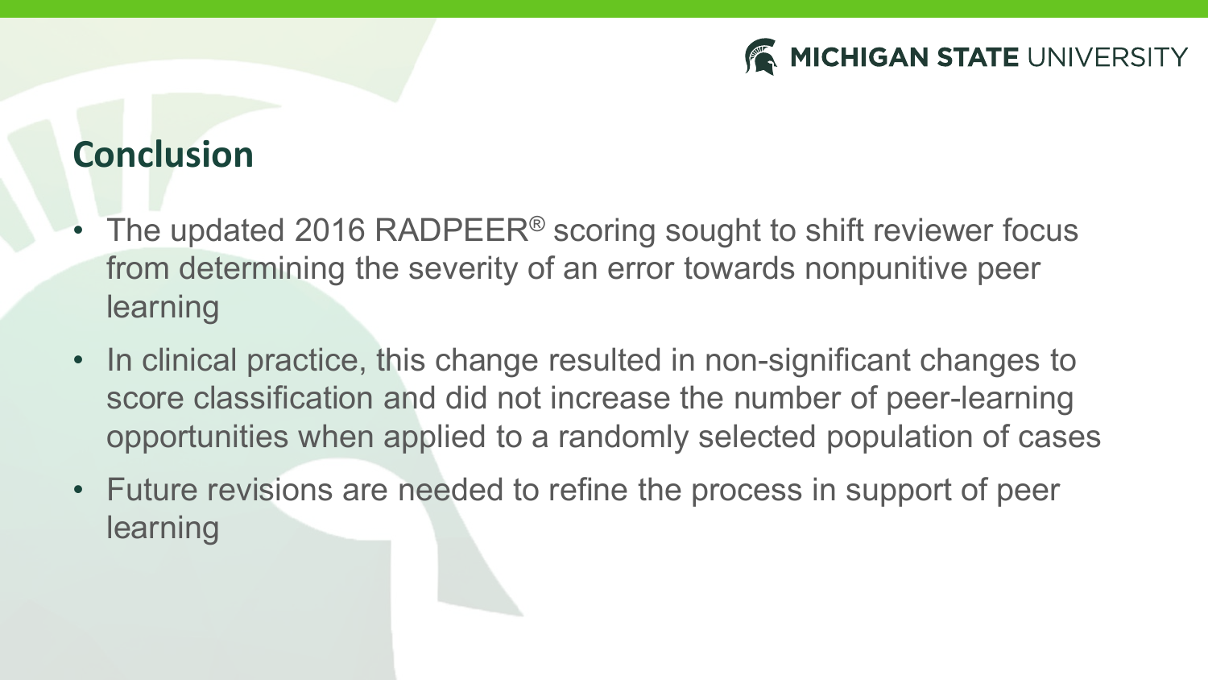## Conclusion

- The updated 2016 RADPEER® scoring sought to shift reviewer focus from determining the severity of an error towards nonpunitive peer learning
- In clinical practice, this change resulted in non-significant changes to score classification and did not increase the number of peer-learning opportunities when applied to a randomly selected population of cases
- Future revisions are needed to refine the process in support of peer learning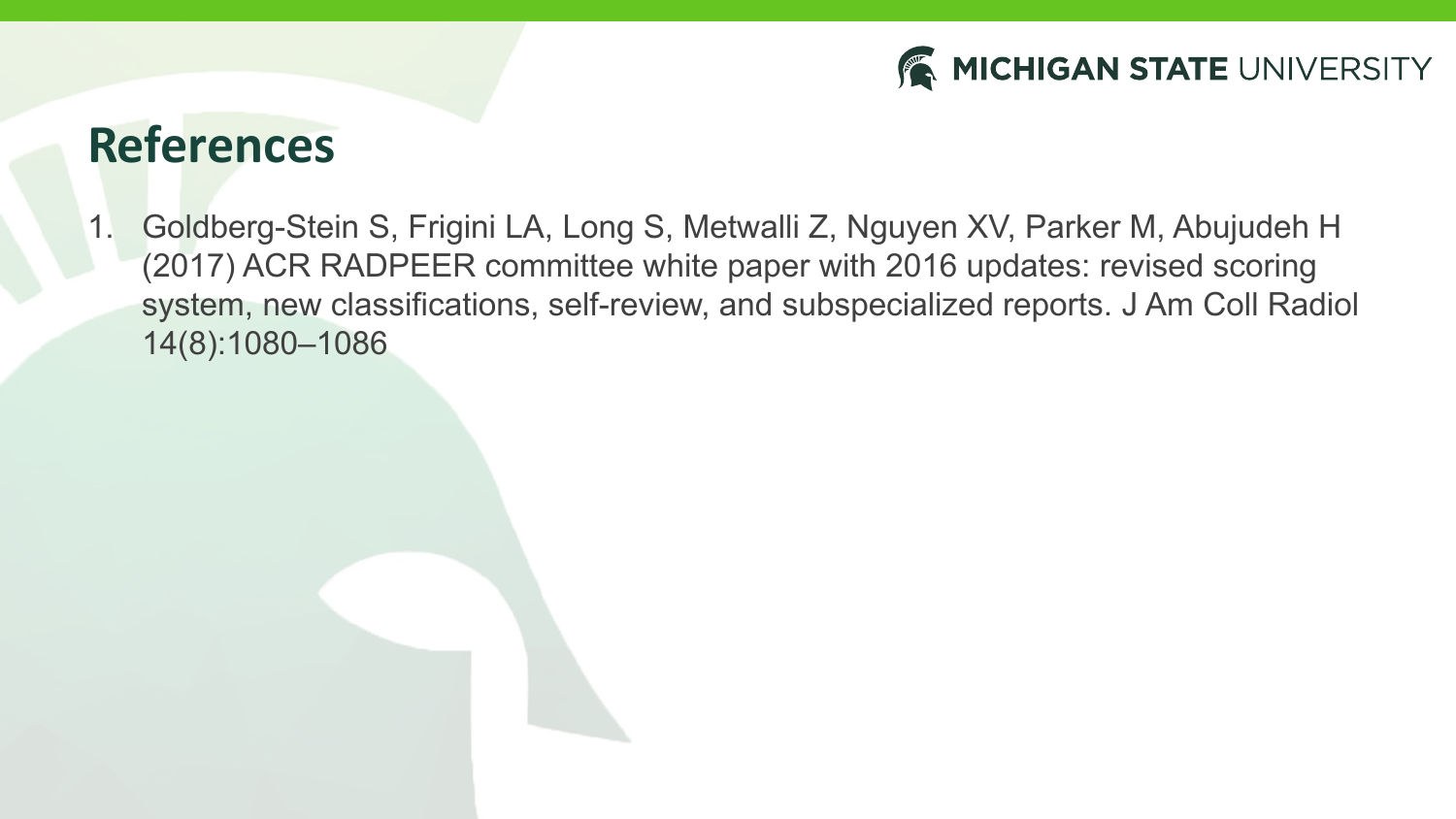# References

1. Goldberg-Stein S, Frigini LA, Long S, Metwalli Z, Nguyen XV, Parker M, Abujudeh H (2017) ACR RADPEER committee white paper with 2016 updates: revised scoring system, new classifications, self-review, and subspecialized reports. J Am Coll Radiol 14(8):1080–1086